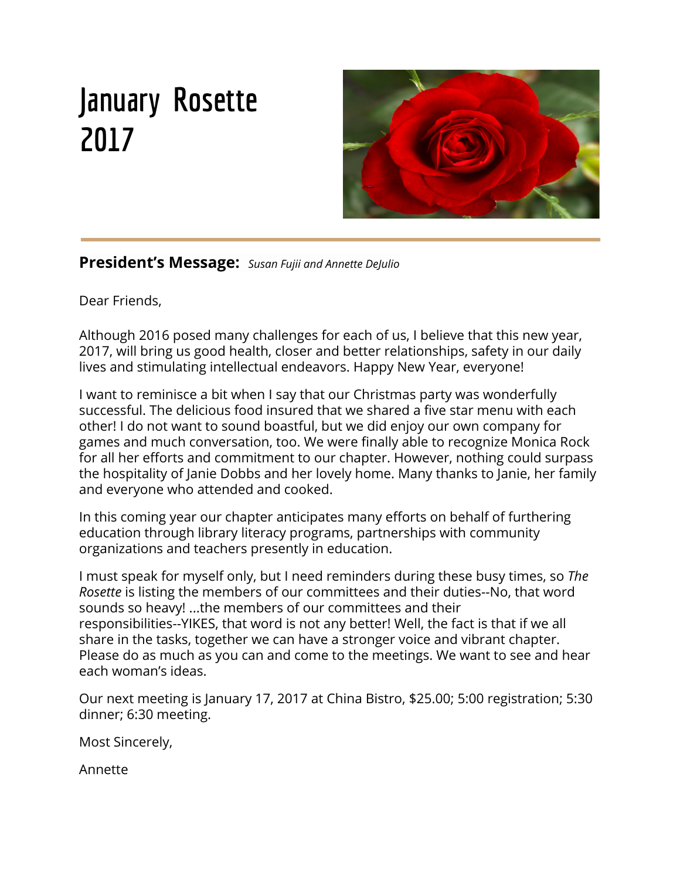# January Rosette 2017

## President's Message: *Susan Fujii and Annette DeJulio*

Dear Friends,

Although 2016 posed many challenges for each of us, I believe that this new year, 2017, will bring us good health, closer and better relationships, safety in our daily lives and stimulating intellectual endeavors. Happy New Year, everyone!

I want to reminisce a bit when I say that our Christmas party was wonderfully successful. The delicious food insured that we shared a five star menu with each other! I do not want to sound boastful, but we did enjoy our own company for games and much conversation, too. We were finally able to recognize Monica Rock for all her efforts and commitment to our chapter. However, nothing could surpass the hospitality of Janie Dobbs and her lovely home. Many thanks to Janie, her family and everyone who attended and cooked.

In this coming year our chapter anticipates many efforts on behalf of furthering education through library literacy programs, partnerships with community organizations and teachers presently in education.

I must speak for myself only, but I need reminders during these busy times, so *The Rosette* is listing the members of our committees and their duties--No, that word sounds so heavy! ...the members of our committees and their responsibilities--YIKES, that word is not any better! Well, the fact is that if we all share in the tasks, together we can have a stronger voice and vibrant chapter. Please do as much as you can and come to the meetings. We want to see and hear each woman's ideas.

Our next meeting is January 17, 2017 at China Bistro, $25.00; 5:00 registration; 5:30 dinner; 6:30 meeting.

Most Sincerely,

Annette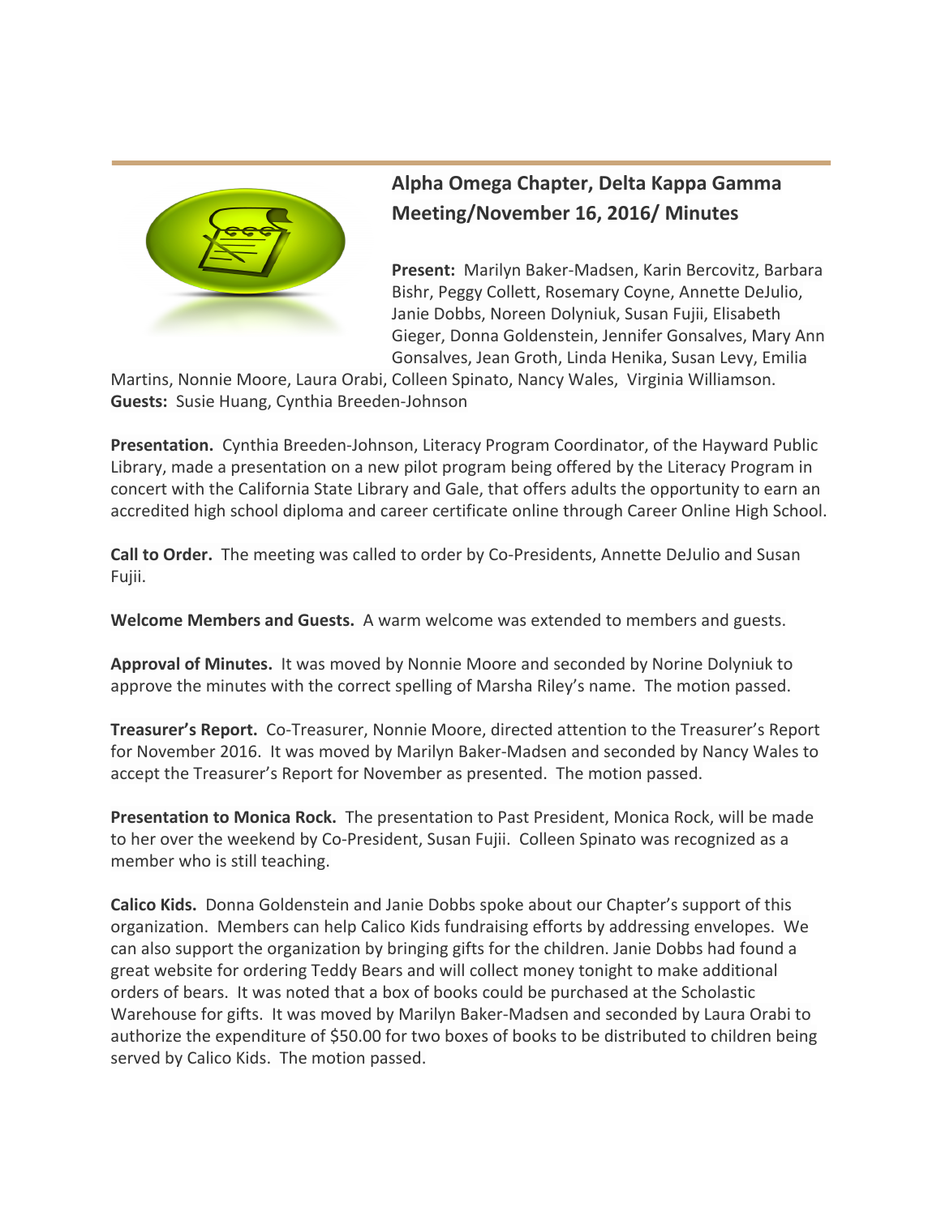## Alpha Omega Chapter, Delta Kappa Gamma Meeting/November 16, 2016/ Minutes

**Present:** Marilyn Baker-Madsen, Karin Bercovitz, Barbara Bishr, Peggy Collett, Rosemary Coyne, Annette DeJulio, Janie Dobbs, Noreen Dolyniuk, Susan Fujii, Elisabeth Gieger, Donna Goldenstein, Jennifer Gonsalves, Mary Ann Gonsalves, Jean Groth, Linda Henika, Susan Levy, Emilia Martins, Nonnie Moore, Laura Orabi, Colleen Spinato, Nancy Wales, Virginia Williamson.
**Guests:** Susie Huang, Cynthia Breeden-Johnson

**Presentation.** Cynthia Breeden-Johnson, Literacy Program Coordinator, of the Hayward Public Library, made a presentation on a new pilot program being offered by the Literacy Program in concert with the California State Library and Gale, that offers adults the opportunity to earn an accredited high school diploma and career certificate online through Career Online High School.

**Call to Order.** The meeting was called to order by Co-Presidents, Annette DeJulio and Susan Fujii.

**Welcome Members and Guests.** A warm welcome was extended to members and guests.

**Approval of Minutes.** It was moved by Nonnie Moore and seconded by Norine Dolyniuk to approve the minutes with the correct spelling of Marsha Riley's name. The motion passed.

**Treasurer's Report.** Co-Treasurer, Nonnie Moore, directed attention to the Treasurer's Report for November 2016. It was moved by Marilyn Baker-Madsen and seconded by Nancy Wales to accept the Treasurer's Report for November as presented. The motion passed.

**Presentation to Monica Rock.** The presentation to Past President, Monica Rock, will be made to her over the weekend by Co-President, Susan Fujii. Colleen Spinato was recognized as a member who is still teaching.

**Calico Kids.** Donna Goldenstein and Janie Dobbs spoke about our Chapter's support of this organization. Members can help Calico Kids fundraising efforts by addressing envelopes. We can also support the organization by bringing gifts for the children. Janie Dobbs had found a great website for ordering Teddy Bears and will collect money tonight to make additional orders of bears. It was noted that a box of books could be purchased at the Scholastic Warehouse for gifts. It was moved by Marilyn Baker-Madsen and seconded by Laura Orabi to authorize the expenditure of $50.00 for two boxes of books to be distributed to children being served by Calico Kids. The motion passed.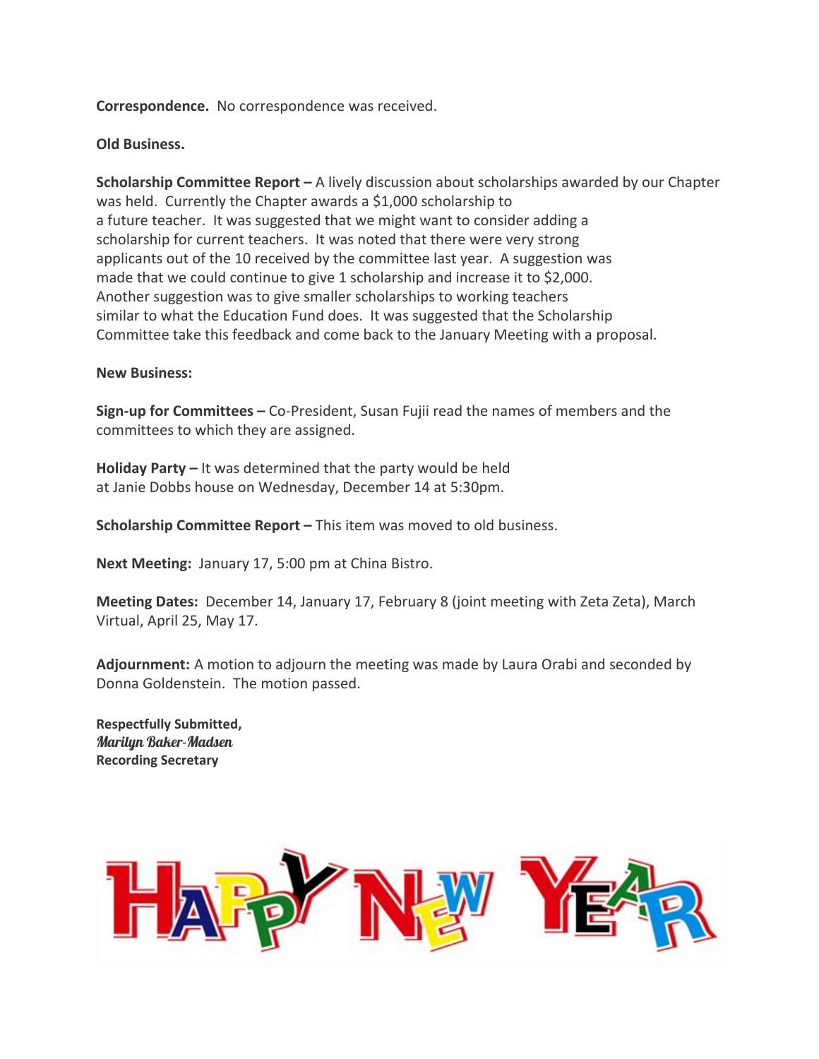**Correspondence.** No correspondence was received.

**Old Business.**

**Scholarship Committee Report –** A lively discussion about scholarships awarded by our Chapter was held. Currently the Chapter awards a $1,000 scholarship to a future teacher. It was suggested that we might want to consider adding a scholarship for current teachers. It was noted that there were very strong applicants out of the 10 received by the committee last year. A suggestion was made that we could continue to give 1 scholarship and increase it to $2,000. Another suggestion was to give smaller scholarships to working teachers similar to what the Education Fund does. It was suggested that the Scholarship Committee take this feedback and come back to the January Meeting with a proposal.

**New Business:**

**Sign-up for Committees –** Co-President, Susan Fujii read the names of members and the committees to which they are assigned.

**Holiday Party –** It was determined that the party would be held at Janie Dobbs house on Wednesday, December 14 at 5:30pm.

**Scholarship Committee Report –** This item was moved to old business.

**Next Meeting:** January 17, 5:00 pm at China Bistro.

**Meeting Dates:** December 14, January 17, February 8 (joint meeting with Zeta Zeta), March Virtual, April 25, May 17.

**Adjournment:** A motion to adjourn the meeting was made by Laura Orabi and seconded by Donna Goldenstein. The motion passed.

**Respectfully Submitted,**
***Marilyn Baker-Madsen***
**Recording Secretary**

HAPPY NEW YEAR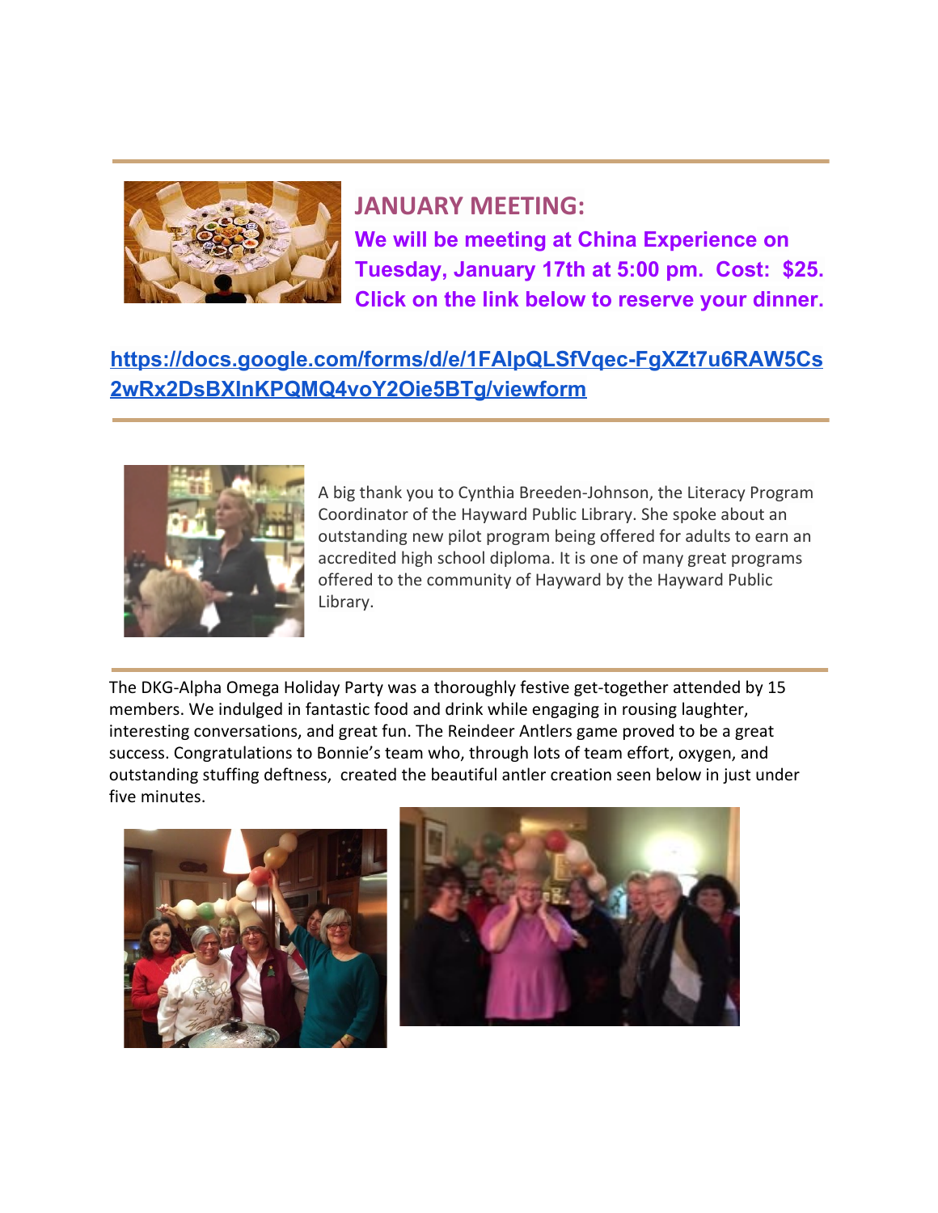## JANUARY MEETING:

**We will be meeting at China Experience on Tuesday, January 17th at 5:00 pm. Cost: $25. Click on the link below to reserve your dinner.**

**https://docs.google.com/forms/d/e/1FAIpQLSfVqec-FgXZt7u6RAW5Cs2wRx2DsBXInKPQMQ4voY2Oie5BTg/viewform**

---

A big thank you to Cynthia Breeden-Johnson, the Literacy Program Coordinator of the Hayward Public Library. She spoke about an outstanding new pilot program being offered for adults to earn an accredited high school diploma. It is one of many great programs offered to the community of Hayward by the Hayward Public Library.

---

The DKG-Alpha Omega Holiday Party was a thoroughly festive get-together attended by 15 members. We indulged in fantastic food and drink while engaging in rousing laughter, interesting conversations, and great fun. The Reindeer Antlers game proved to be a great success. Congratulations to Bonnie's team who, through lots of team effort, oxygen, and outstanding stuffing deftness, created the beautiful antler creation seen below in just under five minutes.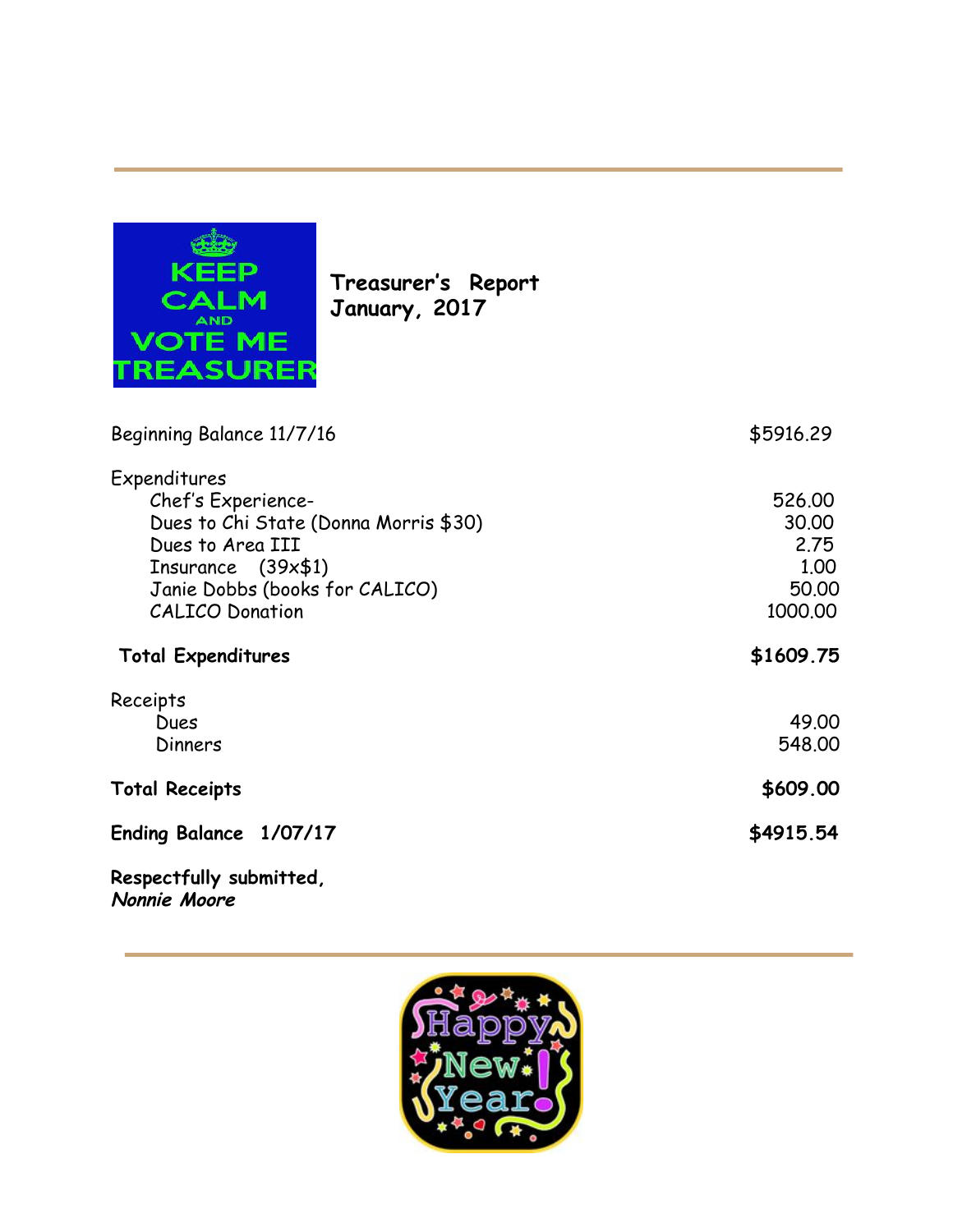## Treasurer's Report
## January, 2017

| | |
|---|---|
| Beginning Balance 11/7/16 | $5916.29 |
| **Expenditures** | |
| Chef's Experience- | 526.00 |
| Dues to Chi State (Donna Morris $30) | 30.00 |
| Dues to Area III | 2.75 |
| Insurance (39x$1) | 1.00 |
| Janie Dobbs (books for CALICO) | 50.00 |
| CALICO Donation | 1000.00 |
| **Total Expenditures** | **$1609.75** |
| **Receipts** | |
| Dues | 49.00 |
| Dinners | 548.00 |
| **Total Receipts** | **$609.00** |
| **Ending Balance 1/07/17** | **$4915.54** |

**Respectfully submitted,**
***Nonnie Moore***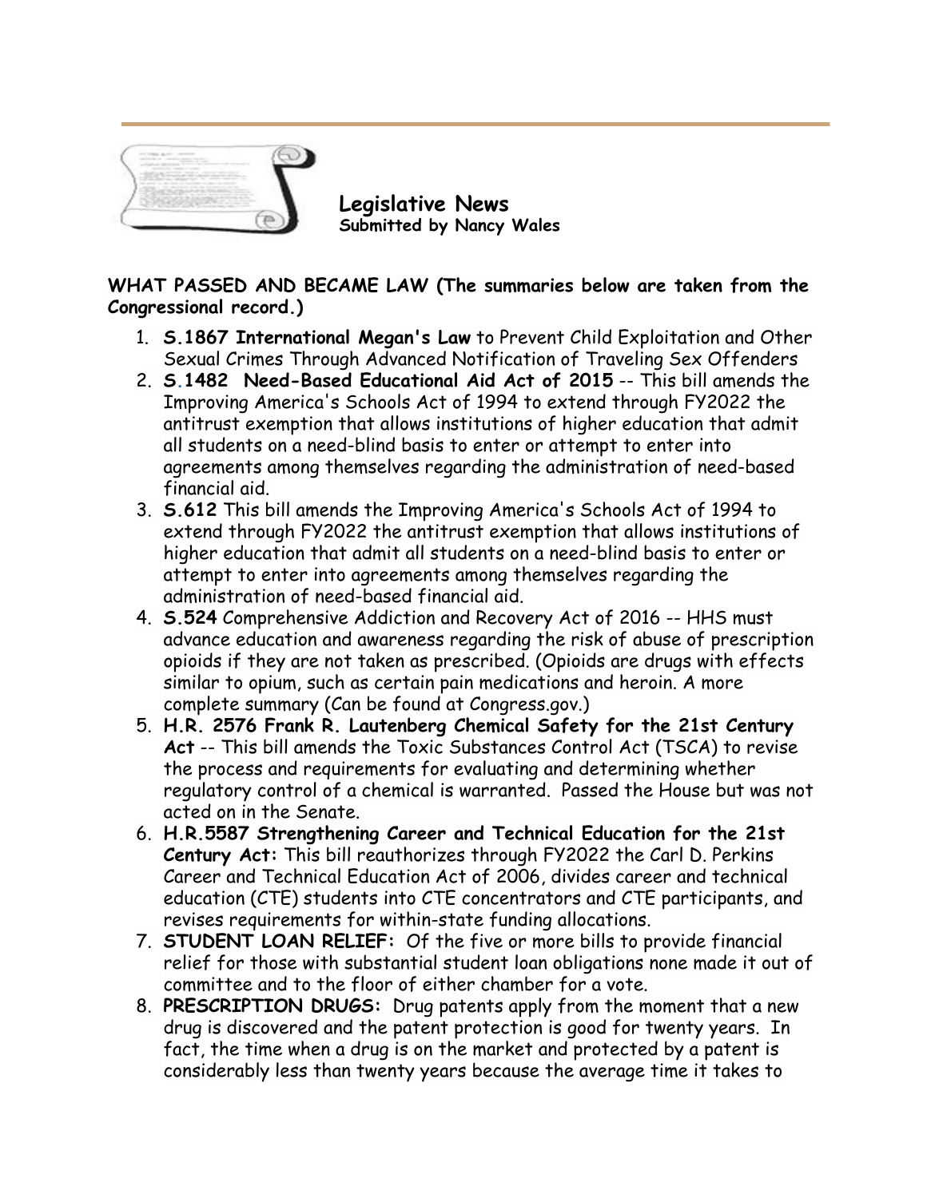## Legislative News

**Submitted by Nancy Wales**

**WHAT PASSED AND BECAME LAW (The summaries below are taken from the Congressional record.)**

1. **S.1867 International Megan's Law** to Prevent Child Exploitation and Other Sexual Crimes Through Advanced Notification of Traveling Sex Offenders
2. **S.1482 Need-Based Educational Aid Act of 2015** -- This bill amends the Improving America's Schools Act of 1994 to extend through FY2022 the antitrust exemption that allows institutions of higher education that admit all students on a need-blind basis to enter or attempt to enter into agreements among themselves regarding the administration of need-based financial aid.
3. **S.612** This bill amends the Improving America's Schools Act of 1994 to extend through FY2022 the antitrust exemption that allows institutions of higher education that admit all students on a need-blind basis to enter or attempt to enter into agreements among themselves regarding the administration of need-based financial aid.
4. **S.524** Comprehensive Addiction and Recovery Act of 2016 -- HHS must advance education and awareness regarding the risk of abuse of prescription opioids if they are not taken as prescribed. (Opioids are drugs with effects similar to opium, such as certain pain medications and heroin. A more complete summary (Can be found at Congress.gov.)
5. **H.R. 2576 Frank R. Lautenberg Chemical Safety for the 21st Century Act** -- This bill amends the Toxic Substances Control Act (TSCA) to revise the process and requirements for evaluating and determining whether regulatory control of a chemical is warranted. Passed the House but was not acted on in the Senate.
6. **H.R.5587 Strengthening Career and Technical Education for the 21st Century Act:** This bill reauthorizes through FY2022 the Carl D. Perkins Career and Technical Education Act of 2006, divides career and technical education (CTE) students into CTE concentrators and CTE participants, and revises requirements for within-state funding allocations.
7. **STUDENT LOAN RELIEF:** Of the five or more bills to provide financial relief for those with substantial student loan obligations none made it out of committee and to the floor of either chamber for a vote.
8. **PRESCRIPTION DRUGS:** Drug patents apply from the moment that a new drug is discovered and the patent protection is good for twenty years. In fact, the time when a drug is on the market and protected by a patent is considerably less than twenty years because the average time it takes to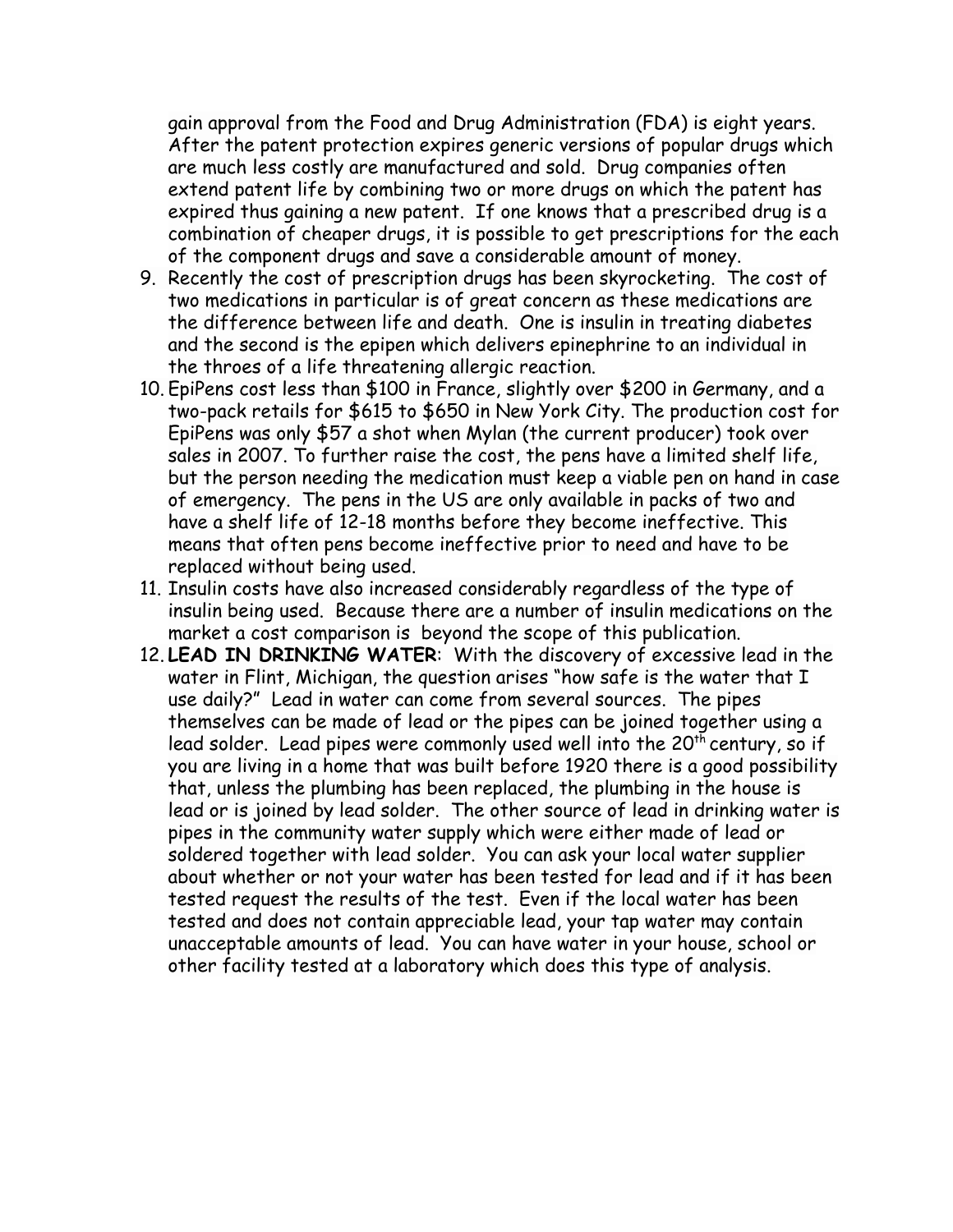gain approval from the Food and Drug Administration (FDA) is eight years. After the patent protection expires generic versions of popular drugs which are much less costly are manufactured and sold. Drug companies often extend patent life by combining two or more drugs on which the patent has expired thus gaining a new patent. If one knows that a prescribed drug is a combination of cheaper drugs, it is possible to get prescriptions for the each of the component drugs and save a considerable amount of money.

9. Recently the cost of prescription drugs has been skyrocketing. The cost of two medications in particular is of great concern as these medications are the difference between life and death. One is insulin in treating diabetes and the second is the epipen which delivers epinephrine to an individual in the throes of a life threatening allergic reaction.
10. EpiPens cost less than $100 in France, slightly over $200 in Germany, and a two-pack retails for $615 to $650 in New York City. The production cost for EpiPens was only $57 a shot when Mylan (the current producer) took over sales in 2007. To further raise the cost, the pens have a limited shelf life, but the person needing the medication must keep a viable pen on hand in case of emergency. The pens in the US are only available in packs of two and have a shelf life of 12-18 months before they become ineffective. This means that often pens become ineffective prior to need and have to be replaced without being used.
11. Insulin costs have also increased considerably regardless of the type of insulin being used. Because there are a number of insulin medications on the market a cost comparison is beyond the scope of this publication.
12. **LEAD IN DRINKING WATER**: With the discovery of excessive lead in the water in Flint, Michigan, the question arises "how safe is the water that I use daily?" Lead in water can come from several sources. The pipes themselves can be made of lead or the pipes can be joined together using a lead solder. Lead pipes were commonly used well into the 20th century, so if you are living in a home that was built before 1920 there is a good possibility that, unless the plumbing has been replaced, the plumbing in the house is lead or is joined by lead solder. The other source of lead in drinking water is pipes in the community water supply which were either made of lead or soldered together with lead solder. You can ask your local water supplier about whether or not your water has been tested for lead and if it has been tested request the results of the test. Even if the local water has been tested and does not contain appreciable lead, your tap water may contain unacceptable amounts of lead. You can have water in your house, school or other facility tested at a laboratory which does this type of analysis.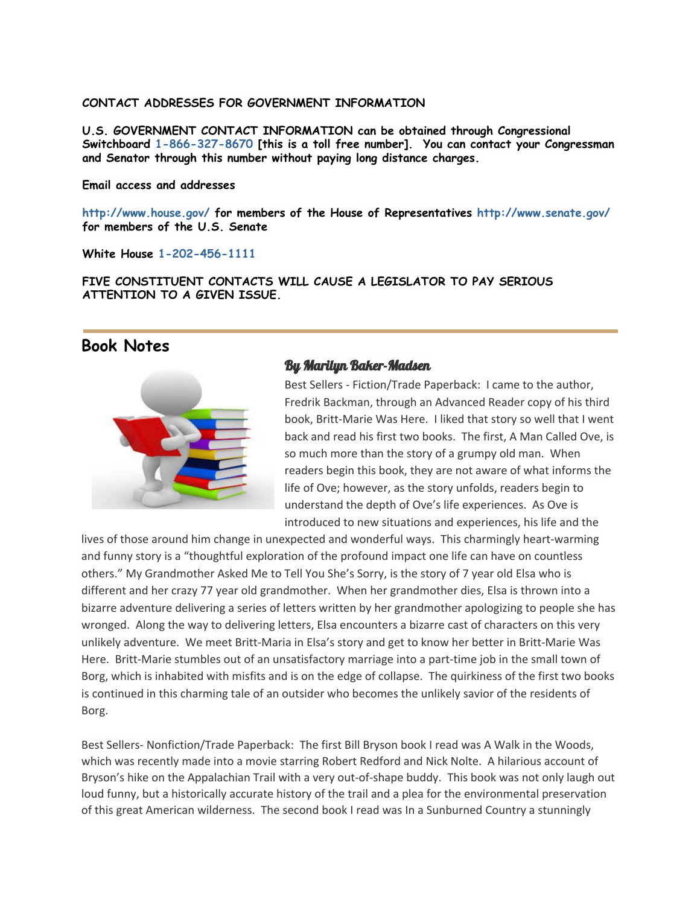**CONTACT ADDRESSES FOR GOVERNMENT INFORMATION**

**U.S. GOVERNMENT CONTACT INFORMATION can be obtained through Congressional Switchboard 1-866-327-8670 [this is a toll free number]. You can contact your Congressman and Senator through this number without paying long distance charges.**

**Email access and addresses**

**http://www.house.gov/ for members of the House of Representatives http://www.senate.gov/ for members of the U.S. Senate**

**White House 1-202-456-1111**

**FIVE CONSTITUENT CONTACTS WILL CAUSE A LEGISLATOR TO PAY SERIOUS ATTENTION TO A GIVEN ISSUE.**

---

## Book Notes

### *By Marilyn Baker-Madsen*

Best Sellers - Fiction/Trade Paperback: I came to the author, Fredrik Backman, through an Advanced Reader copy of his third book, Britt-Marie Was Here. I liked that story so well that I went back and read his first two books. The first, A Man Called Ove, is so much more than the story of a grumpy old man. When readers begin this book, they are not aware of what informs the life of Ove; however, as the story unfolds, readers begin to understand the depth of Ove's life experiences. As Ove is introduced to new situations and experiences, his life and the lives of those around him change in unexpected and wonderful ways. This charmingly heart-warming and funny story is a "thoughtful exploration of the profound impact one life can have on countless others." My Grandmother Asked Me to Tell You She's Sorry, is the story of 7 year old Elsa who is different and her crazy 77 year old grandmother. When her grandmother dies, Elsa is thrown into a bizarre adventure delivering a series of letters written by her grandmother apologizing to people she has wronged. Along the way to delivering letters, Elsa encounters a bizarre cast of characters on this very unlikely adventure. We meet Britt-Maria in Elsa's story and get to know her better in Britt-Marie Was Here. Britt-Marie stumbles out of an unsatisfactory marriage into a part-time job in the small town of Borg, which is inhabited with misfits and is on the edge of collapse. The quirkiness of the first two books is continued in this charming tale of an outsider who becomes the unlikely savior of the residents of Borg.

Best Sellers- Nonfiction/Trade Paperback: The first Bill Bryson book I read was A Walk in the Woods, which was recently made into a movie starring Robert Redford and Nick Nolte. A hilarious account of Bryson's hike on the Appalachian Trail with a very out-of-shape buddy. This book was not only laugh out loud funny, but a historically accurate history of the trail and a plea for the environmental preservation of this great American wilderness. The second book I read was In a Sunburned Country a stunningly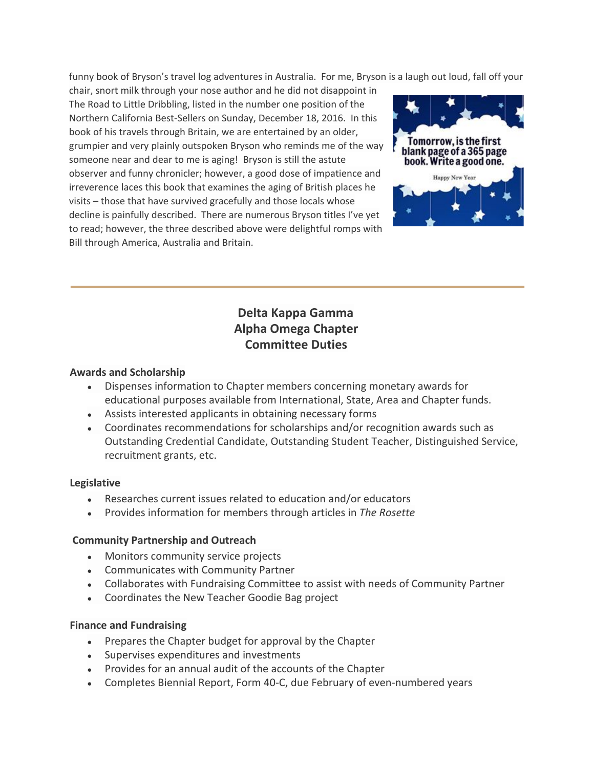funny book of Bryson's travel log adventures in Australia. For me, Bryson is a laugh out loud, fall off your chair, snort milk through your nose author and he did not disappoint in The Road to Little Dribbling, listed in the number one position of the Northern California Best-Sellers on Sunday, December 18, 2016. In this book of his travels through Britain, we are entertained by an older, grumpier and very plainly outspoken Bryson who reminds me of the way someone near and dear to me is aging! Bryson is still the astute observer and funny chronicler; however, a good dose of impatience and irreverence laces this book that examines the aging of British places he visits – those that have survived gracefully and those locals whose decline is painfully described. There are numerous Bryson titles I've yet to read; however, the three described above were delightful romps with Bill through America, Australia and Britain.

Tomorrow, is the first blank page of a 365 page book. Write a good one.

Happy New Year

---

## Delta Kappa Gamma
## Alpha Omega Chapter
## Committee Duties

**Awards and Scholarship**

- Dispenses information to Chapter members concerning monetary awards for educational purposes available from International, State, Area and Chapter funds.
- Assists interested applicants in obtaining necessary forms
- Coordinates recommendations for scholarships and/or recognition awards such as Outstanding Credential Candidate, Outstanding Student Teacher, Distinguished Service, recruitment grants, etc.

**Legislative**

- Researches current issues related to education and/or educators
- Provides information for members through articles in *The Rosette*

**Community Partnership and Outreach**

- Monitors community service projects
- Communicates with Community Partner
- Collaborates with Fundraising Committee to assist with needs of Community Partner
- Coordinates the New Teacher Goodie Bag project

**Finance and Fundraising**

- Prepares the Chapter budget for approval by the Chapter
- Supervises expenditures and investments
- Provides for an annual audit of the accounts of the Chapter
- Completes Biennial Report, Form 40-C, due February of even-numbered years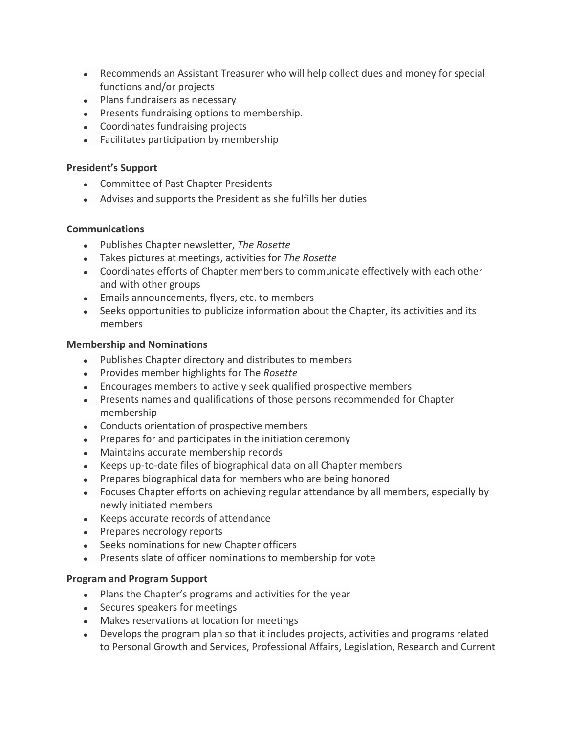- Recommends an Assistant Treasurer who will help collect dues and money for special functions and/or projects
- Plans fundraisers as necessary
- Presents fundraising options to membership.
- Coordinates fundraising projects
- Facilitates participation by membership

**President's Support**

- Committee of Past Chapter Presidents
- Advises and supports the President as she fulfills her duties

**Communications**

- Publishes Chapter newsletter, *The Rosette*
- Takes pictures at meetings, activities for *The Rosette*
- Coordinates efforts of Chapter members to communicate effectively with each other and with other groups
- Emails announcements, flyers, etc. to members
- Seeks opportunities to publicize information about the Chapter, its activities and its members

**Membership and Nominations**

- Publishes Chapter directory and distributes to members
- Provides member highlights for The *Rosette*
- Encourages members to actively seek qualified prospective members
- Presents names and qualifications of those persons recommended for Chapter membership
- Conducts orientation of prospective members
- Prepares for and participates in the initiation ceremony
- Maintains accurate membership records
- Keeps up-to-date files of biographical data on all Chapter members
- Prepares biographical data for members who are being honored
- Focuses Chapter efforts on achieving regular attendance by all members, especially by newly initiated members
- Keeps accurate records of attendance
- Prepares necrology reports
- Seeks nominations for new Chapter officers
- Presents slate of officer nominations to membership for vote

**Program and Program Support**

- Plans the Chapter's programs and activities for the year
- Secures speakers for meetings
- Makes reservations at location for meetings
- Develops the program plan so that it includes projects, activities and programs related to Personal Growth and Services, Professional Affairs, Legislation, Research and Current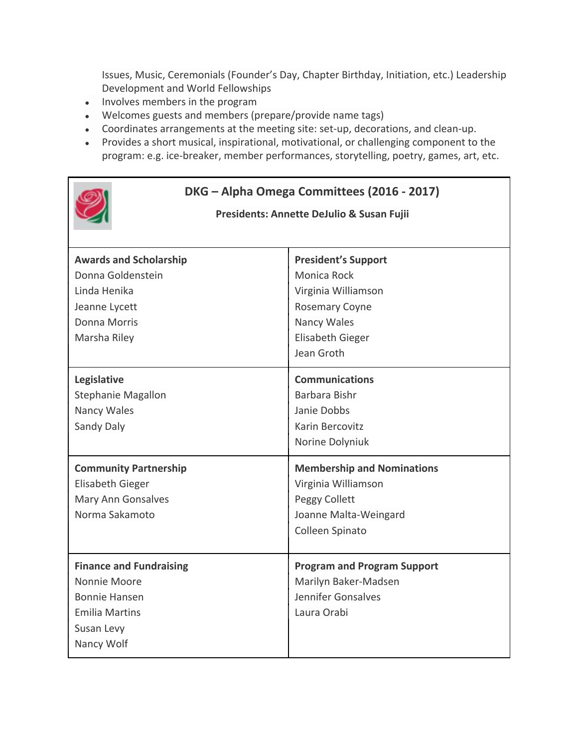Issues, Music, Ceremonials (Founder's Day, Chapter Birthday, Initiation, etc.) Leadership Development and World Fellowships

- Involves members in the program
- Welcomes guests and members (prepare/provide name tags)
- Coordinates arrangements at the meeting site: set-up, decorations, and clean-up.
- Provides a short musical, inspirational, motivational, or challenging component to the program: e.g. ice-breaker, member performances, storytelling, poetry, games, art, etc.

## DKG – Alpha Omega Committees (2016 - 2017)

**Presidents: Annette DeJulio & Susan Fujii**

| **Awards and Scholarship** | **President's Support** |
|---|---|
| Donna Goldenstein<br>Linda Henika<br>Jeanne Lycett<br>Donna Morris<br>Marsha Riley | Monica Rock<br>Virginia Williamson<br>Rosemary Coyne<br>Nancy Wales<br>Elisabeth Gieger<br>Jean Groth |
| **Legislative**<br>Stephanie Magallon<br>Nancy Wales<br>Sandy Daly | **Communications**<br>Barbara Bishr<br>Janie Dobbs<br>Karin Bercovitz<br>Norine Dolyniuk |
| **Community Partnership**<br>Elisabeth Gieger<br>Mary Ann Gonsalves<br>Norma Sakamoto | **Membership and Nominations**<br>Virginia Williamson<br>Peggy Collett<br>Joanne Malta-Weingard<br>Colleen Spinato |
| **Finance and Fundraising**<br>Nonnie Moore<br>Bonnie Hansen<br>Emilia Martins<br>Susan Levy<br>Nancy Wolf | **Program and Program Support**<br>Marilyn Baker-Madsen<br>Jennifer Gonsalves<br>Laura Orabi |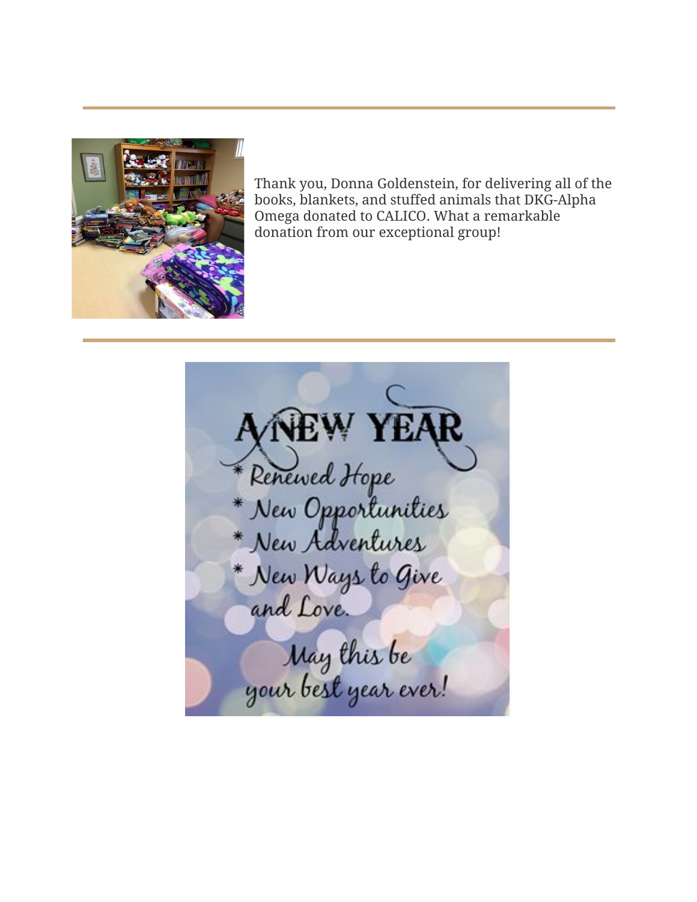---

Thank you, Donna Goldenstein, for delivering all of the books, blankets, and stuffed animals that DKG-Alpha Omega donated to CALICO. What a remarkable donation from our exceptional group!

---

A NEW YEAR

* Renewed Hope
* New Opportunities
* New Adventures
* New Ways to Give and Love.

May this be your best year ever!